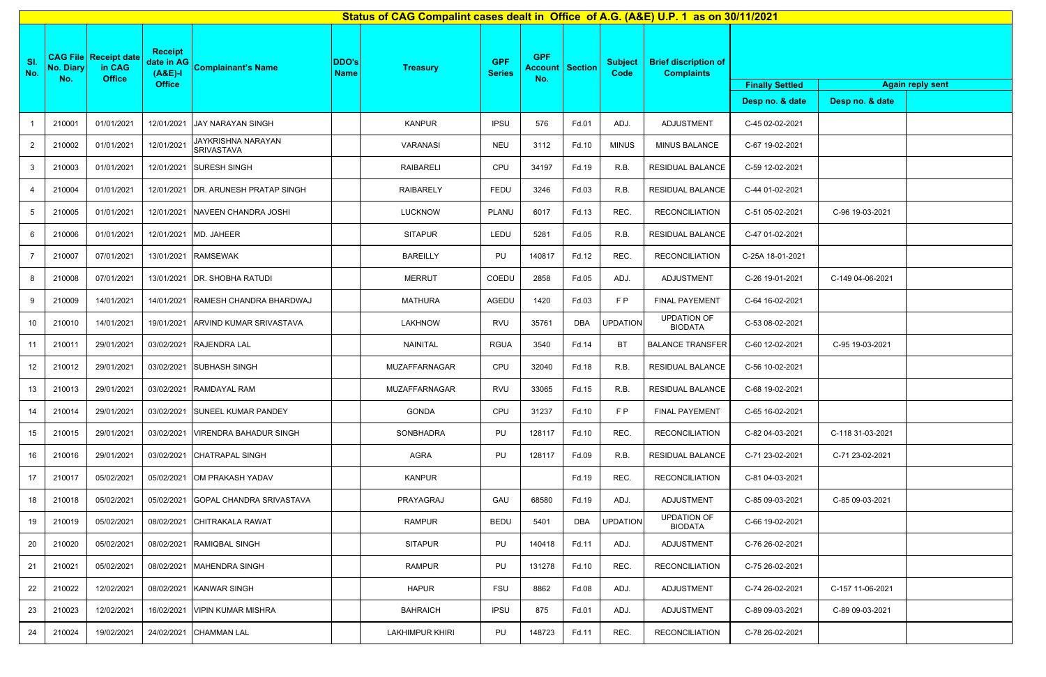# Status of CAG Compalint cases dealt in Office of A.G. (A&E) U.P. 1 as on 30/11/2021

| Sl. No. | CAG File No. Diary No. | Receipt date in CAG Office | Receipt date in AG (A&E)-I Office | Complainant's Name | DDO's Name | Treasury | GPF Series | GPF Account No. | Section | Subject Code | Brief discription of Complaints | Finally Settled | Again reply sent | |
|---|---|---|---|---|---|---|---|---|---|---|---|---|---|---|
| | | | | | | | | | | | | Desp no. & date | Desp no. & date | |
| 1 | 210001 | 01/01/2021 | 12/01/2021 | JAY NARAYAN SINGH | | KANPUR | IPSU | 576 | Fd.01 | ADJ. | ADJUSTMENT | C-45 02-02-2021 | | |
| 2 | 210002 | 01/01/2021 | 12/01/2021 | JAYKRISHNA NARAYAN SRIVASTAVA | | VARANASI | NEU | 3112 | Fd.10 | MINUS | MINUS BALANCE | C-67 19-02-2021 | | |
| 3 | 210003 | 01/01/2021 | 12/01/2021 | SURESH SINGH | | RAIBARELI | CPU | 34197 | Fd.19 | R.B. | RESIDUAL BALANCE | C-59 12-02-2021 | | |
| 4 | 210004 | 01/01/2021 | 12/01/2021 | DR. ARUNESH PRATAP SINGH | | RAIBARELY | FEDU | 3246 | Fd.03 | R.B. | RESIDUAL BALANCE | C-44 01-02-2021 | | |
| 5 | 210005 | 01/01/2021 | 12/01/2021 | NAVEEN CHANDRA JOSHI | | LUCKNOW | PLANU | 6017 | Fd.13 | REC. | RECONCILIATION | C-51 05-02-2021 | C-96 19-03-2021 | |
| 6 | 210006 | 01/01/2021 | 12/01/2021 | MD. JAHEER | | SITAPUR | LEDU | 5281 | Fd.05 | R.B. | RESIDUAL BALANCE | C-47 01-02-2021 | | |
| 7 | 210007 | 07/01/2021 | 13/01/2021 | RAMSEWAK | | BAREILLY | PU | 140817 | Fd.12 | REC. | RECONCILIATION | C-25A 18-01-2021 | | |
| 8 | 210008 | 07/01/2021 | 13/01/2021 | DR. SHOBHA RATUDI | | MERRUT | COEDU | 2858 | Fd.05 | ADJ. | ADJUSTMENT | C-26 19-01-2021 | C-149 04-06-2021 | |
| 9 | 210009 | 14/01/2021 | 14/01/2021 | RAMESH CHANDRA BHARDWAJ | | MATHURA | AGEDU | 1420 | Fd.03 | F P | FINAL PAYEMENT | C-64 16-02-2021 | | |
| 10 | 210010 | 14/01/2021 | 19/01/2021 | ARVIND KUMAR SRIVASTAVA | | LAKHNOW | RVU | 35761 | DBA | UPDATION | UPDATION OF BIODATA | C-53 08-02-2021 | | |
| 11 | 210011 | 29/01/2021 | 03/02/2021 | RAJENDRA LAL | | NAINITAL | RGUA | 3540 | Fd.14 | BT | BALANCE TRANSFER | C-60 12-02-2021 | C-95 19-03-2021 | |
| 12 | 210012 | 29/01/2021 | 03/02/2021 | SUBHASH SINGH | | MUZAFFARNAGAR | CPU | 32040 | Fd.18 | R.B. | RESIDUAL BALANCE | C-56 10-02-2021 | | |
| 13 | 210013 | 29/01/2021 | 03/02/2021 | RAMDAYAL RAM | | MUZAFFARNAGAR | RVU | 33065 | Fd.15 | R.B. | RESIDUAL BALANCE | C-68 19-02-2021 | | |
| 14 | 210014 | 29/01/2021 | 03/02/2021 | SUNEEL KUMAR PANDEY | | GONDA | CPU | 31237 | Fd.10 | F P | FINAL PAYEMENT | C-65 16-02-2021 | | |
| 15 | 210015 | 29/01/2021 | 03/02/2021 | VIRENDRA BAHADUR SINGH | | SONBHADRA | PU | 128117 | Fd.10 | REC. | RECONCILIATION | C-82 04-03-2021 | C-118 31-03-2021 | |
| 16 | 210016 | 29/01/2021 | 03/02/2021 | CHATRAPAL SINGH | | AGRA | PU | 128117 | Fd.09 | R.B. | RESIDUAL BALANCE | C-71 23-02-2021 | C-71 23-02-2021 | |
| 17 | 210017 | 05/02/2021 | 05/02/2021 | OM PRAKASH YADAV | | KANPUR | | | Fd.19 | REC. | RECONCILIATION | C-81 04-03-2021 | | |
| 18 | 210018 | 05/02/2021 | 05/02/2021 | GOPAL CHANDRA SRIVASTAVA | | PRAYAGRAJ | GAU | 68580 | Fd.19 | ADJ. | ADJUSTMENT | C-85 09-03-2021 | C-85 09-03-2021 | |
| 19 | 210019 | 05/02/2021 | 08/02/2021 | CHITRAKALA RAWAT | | RAMPUR | BEDU | 5401 | DBA | UPDATION | UPDATION OF BIODATA | C-66 19-02-2021 | | |
| 20 | 210020 | 05/02/2021 | 08/02/2021 | RAMIQBAL SINGH | | SITAPUR | PU | 140418 | Fd.11 | ADJ. | ADJUSTMENT | C-76 26-02-2021 | | |
| 21 | 210021 | 05/02/2021 | 08/02/2021 | MAHENDRA SINGH | | RAMPUR | PU | 131278 | Fd.10 | REC. | RECONCILIATION | C-75 26-02-2021 | | |
| 22 | 210022 | 12/02/2021 | 08/02/2021 | KANWAR SINGH | | HAPUR | FSU | 8862 | Fd.08 | ADJ. | ADJUSTMENT | C-74 26-02-2021 | C-157 11-06-2021 | |
| 23 | 210023 | 12/02/2021 | 16/02/2021 | VIPIN KUMAR MISHRA | | BAHRAICH | IPSU | 875 | Fd.01 | ADJ. | ADJUSTMENT | C-89 09-03-2021 | C-89 09-03-2021 | |
| 24 | 210024 | 19/02/2021 | 24/02/2021 | CHAMMAN LAL | | LAKHIMPUR KHIRI | PU | 148723 | Fd.11 | REC. | RECONCILIATION | C-78 26-02-2021 | | |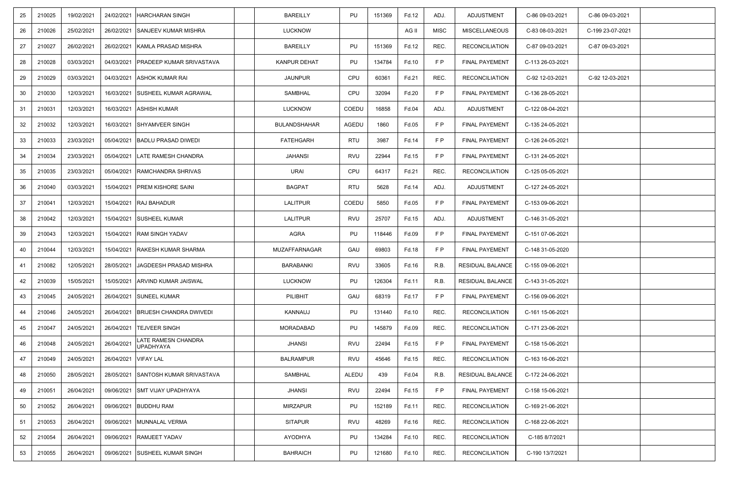| | | | | | | | | | | | | | | |
|---|---|---|---|---|---|---|---|---|---|---|---|---|---|---|
| 25 | 210025 | 19/02/2021 | 24/02/2021 | HARCHARAN SINGH | | BAREILLY | PU | 151369 | Fd.12 | ADJ. | ADJUSTMENT | C-86 09-03-2021 | C-86 09-03-2021 | |
| 26 | 210026 | 25/02/2021 | 26/02/2021 | SANJEEV KUMAR MISHRA | | LUCKNOW | | | AG II | MISC | MISCELLANEOUS | C-83 08-03-2021 | C-199 23-07-2021 | |
| 27 | 210027 | 26/02/2021 | 26/02/2021 | KAMLA PRASAD MISHRA | | BAREILLY | PU | 151369 | Fd.12 | REC. | RECONCILIATION | C-87 09-03-2021 | C-87 09-03-2021 | |
| 28 | 210028 | 03/03/2021 | 04/03/2021 | PRADEEP KUMAR SRIVASTAVA | | KANPUR DEHAT | PU | 134784 | Fd.10 | F P | FINAL PAYEMENT | C-113 26-03-2021 | | |
| 29 | 210029 | 03/03/2021 | 04/03/2021 | ASHOK KUMAR RAI | | JAUNPUR | CPU | 60361 | Fd.21 | REC. | RECONCILIATION | C-92 12-03-2021 | C-92 12-03-2021 | |
| 30 | 210030 | 12/03/2021 | 16/03/2021 | SUSHEEL KUMAR AGRAWAL | | SAMBHAL | CPU | 32094 | Fd.20 | F P | FINAL PAYEMENT | C-136 28-05-2021 | | |
| 31 | 210031 | 12/03/2021 | 16/03/2021 | ASHISH KUMAR | | LUCKNOW | COEDU | 16858 | Fd.04 | ADJ. | ADJUSTMENT | C-122 08-04-2021 | | |
| 32 | 210032 | 12/03/2021 | 16/03/2021 | SHYAMVEER SINGH | | BULANDSHAHAR | AGEDU | 1860 | Fd.05 | F P | FINAL PAYEMENT | C-135 24-05-2021 | | |
| 33 | 210033 | 23/03/2021 | 05/04/2021 | BADLU PRASAD DIWEDI | | FATEHGARH | RTU | 3987 | Fd.14 | F P | FINAL PAYEMENT | C-126 24-05-2021 | | |
| 34 | 210034 | 23/03/2021 | 05/04/2021 | LATE RAMESH CHANDRA | | JAHANSI | RVU | 22944 | Fd.15 | F P | FINAL PAYEMENT | C-131 24-05-2021 | | |
| 35 | 210035 | 23/03/2021 | 05/04/2021 | RAMCHANDRA SHRIVAS | | URAI | CPU | 64317 | Fd.21 | REC. | RECONCILIATION | C-125 05-05-2021 | | |
| 36 | 210040 | 03/03/2021 | 15/04/2021 | PREM KISHORE SAINI | | BAGPAT | RTU | 5628 | Fd.14 | ADJ. | ADJUSTMENT | C-127 24-05-2021 | | |
| 37 | 210041 | 12/03/2021 | 15/04/2021 | RAJ BAHADUR | | LALITPUR | COEDU | 5850 | Fd.05 | F P | FINAL PAYEMENT | C-153 09-06-2021 | | |
| 38 | 210042 | 12/03/2021 | 15/04/2021 | SUSHEEL KUMAR | | LALITPUR | RVU | 25707 | Fd.15 | ADJ. | ADJUSTMENT | C-146 31-05-2021 | | |
| 39 | 210043 | 12/03/2021 | 15/04/2021 | RAM SINGH YADAV | | AGRA | PU | 118446 | Fd.09 | F P | FINAL PAYEMENT | C-151 07-06-2021 | | |
| 40 | 210044 | 12/03/2021 | 15/04/2021 | RAKESH KUMAR SHARMA | | MUZAFFARNAGAR | GAU | 69803 | Fd.18 | F P | FINAL PAYEMENT | C-148 31-05-2020 | | |
| 41 | 210082 | 12/05/2021 | 28/05/2021 | JAGDEESH PRASAD MISHRA | | BARABANKI | RVU | 33605 | Fd.16 | R.B. | RESIDUAL BALANCE | C-155 09-06-2021 | | |
| 42 | 210039 | 15/05/2021 | 15/05/2021 | ARVIND KUMAR JAISWAL | | LUCKNOW | PU | 126304 | Fd.11 | R.B. | RESIDUAL BALANCE | C-143 31-05-2021 | | |
| 43 | 210045 | 24/05/2021 | 26/04/2021 | SUNEEL KUMAR | | PILIBHIT | GAU | 68319 | Fd.17 | F P | FINAL PAYEMENT | C-156 09-06-2021 | | |
| 44 | 210046 | 24/05/2021 | 26/04/2021 | BRIJESH CHANDRA DWIVEDI | | KANNAUJ | PU | 131440 | Fd.10 | REC. | RECONCILIATION | C-161 15-06-2021 | | |
| 45 | 210047 | 24/05/2021 | 26/04/2021 | TEJVEER SINGH | | MORADABAD | PU | 145879 | Fd.09 | REC. | RECONCILIATION | C-171 23-06-2021 | | |
| 46 | 210048 | 24/05/2021 | 26/04/2021 | LATE RAMESN CHANDRA UPADHYAYA | | JHANSI | RVU | 22494 | Fd.15 | F P | FINAL PAYEMENT | C-158 15-06-2021 | | |
| 47 | 210049 | 24/05/2021 | 26/04/2021 | VIFAY LAL | | BALRAMPUR | RVU | 45646 | Fd.15 | REC. | RECONCILIATION | C-163 16-06-2021 | | |
| 48 | 210050 | 28/05/2021 | 28/05/2021 | SANTOSH KUMAR SRIVASTAVA | | SAMBHAL | ALEDU | 439 | Fd.04 | R.B. | RESIDUAL BALANCE | C-172 24-06-2021 | | |
| 49 | 210051 | 26/04/2021 | 09/06/2021 | SMT VIJAY UPADHYAYA | | JHANSI | RVU | 22494 | Fd.15 | F P | FINAL PAYEMENT | C-158 15-06-2021 | | |
| 50 | 210052 | 26/04/2021 | 09/06/2021 | BUDDHU RAM | | MIRZAPUR | PU | 152189 | Fd.11 | REC. | RECONCILIATION | C-169 21-06-2021 | | |
| 51 | 210053 | 26/04/2021 | 09/06/2021 | MUNNALAL VERMA | | SITAPUR | RVU | 48269 | Fd.16 | REC. | RECONCILIATION | C-168 22-06-2021 | | |
| 52 | 210054 | 26/04/2021 | 09/06/2021 | RAMJEET YADAV | | AYODHYA | PU | 134284 | Fd.10 | REC. | RECONCILIATION | C-185 8/7/2021 | | |
| 53 | 210055 | 26/04/2021 | 09/06/2021 | SUSHEEL KUMAR SINGH | | BAHRAICH | PU | 121680 | Fd.10 | REC. | RECONCILIATION | C-190 13/7/2021 | | |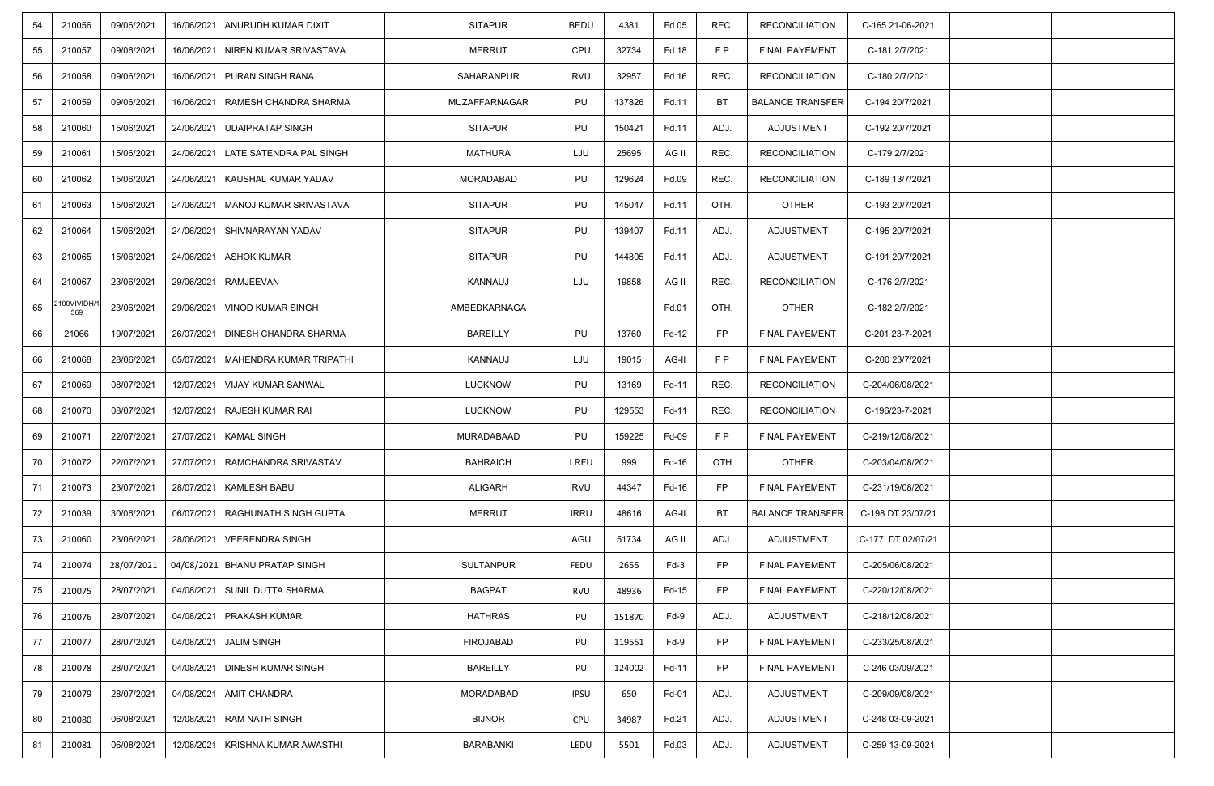| | | | | | | | | | | | | | | |
|---|---|---|---|---|---|---|---|---|---|---|---|---|---|---|
| 54 | 210056 | 09/06/2021 | 16/06/2021 | ANURUDH KUMAR DIXIT | | SITAPUR | BEDU | 4381 | Fd.05 | REC. | RECONCILIATION | C-165 21-06-2021 | | |
| 55 | 210057 | 09/06/2021 | 16/06/2021 | NIREN KUMAR SRIVASTAVA | | MERRUT | CPU | 32734 | Fd.18 | F P | FINAL PAYEMENT | C-181 2/7/2021 | | |
| 56 | 210058 | 09/06/2021 | 16/06/2021 | PURAN SINGH RANA | | SAHARANPUR | RVU | 32957 | Fd.16 | REC. | RECONCILIATION | C-180 2/7/2021 | | |
| 57 | 210059 | 09/06/2021 | 16/06/2021 | RAMESH CHANDRA SHARMA | | MUZAFFARNAGAR | PU | 137826 | Fd.11 | BT | BALANCE TRANSFER | C-194 20/7/2021 | | |
| 58 | 210060 | 15/06/2021 | 24/06/2021 | UDAIPRATAP SINGH | | SITAPUR | PU | 150421 | Fd.11 | ADJ. | ADJUSTMENT | C-192 20/7/2021 | | |
| 59 | 210061 | 15/06/2021 | 24/06/2021 | LATE SATENDRA PAL SINGH | | MATHURA | LJU | 25695 | AG II | REC. | RECONCILIATION | C-179 2/7/2021 | | |
| 60 | 210062 | 15/06/2021 | 24/06/2021 | KAUSHAL KUMAR YADAV | | MORADABAD | PU | 129624 | Fd.09 | REC. | RECONCILIATION | C-189 13/7/2021 | | |
| 61 | 210063 | 15/06/2021 | 24/06/2021 | MANOJ KUMAR SRIVASTAVA | | SITAPUR | PU | 145047 | Fd.11 | OTH. | OTHER | C-193 20/7/2021 | | |
| 62 | 210064 | 15/06/2021 | 24/06/2021 | SHIVNARAYAN YADAV | | SITAPUR | PU | 139407 | Fd.11 | ADJ. | ADJUSTMENT | C-195 20/7/2021 | | |
| 63 | 210065 | 15/06/2021 | 24/06/2021 | ASHOK KUMAR | | SITAPUR | PU | 144805 | Fd.11 | ADJ. | ADJUSTMENT | C-191 20/7/2021 | | |
| 64 | 210067 | 23/06/2021 | 29/06/2021 | RAMJEEVAN | | KANNAUJ | LJU | 19858 | AG II | REC. | RECONCILIATION | C-176 2/7/2021 | | |
| 65 | 2100VIVIDH/1 569 | 23/06/2021 | 29/06/2021 | VINOD KUMAR SINGH | | AMBEDKARNAGA | | | Fd.01 | OTH. | OTHER | C-182 2/7/2021 | | |
| 66 | 21066 | 19/07/2021 | 26/07/2021 | DINESH CHANDRA SHARMA | | BAREILLY | PU | 13760 | Fd-12 | FP | FINAL PAYEMENT | C-201 23-7-2021 | | |
| 66 | 210068 | 28/06/2021 | 05/07/2021 | MAHENDRA KUMAR TRIPATHI | | KANNAUJ | LJU | 19015 | AG-II | F P | FINAL PAYEMENT | C-200 23/7/2021 | | |
| 67 | 210069 | 08/07/2021 | 12/07/2021 | VIJAY KUMAR SANWAL | | LUCKNOW | PU | 13169 | Fd-11 | REC. | RECONCILIATION | C-204/06/08/2021 | | |
| 68 | 210070 | 08/07/2021 | 12/07/2021 | RAJESH KUMAR RAI | | LUCKNOW | PU | 129553 | Fd-11 | REC. | RECONCILIATION | C-196/23-7-2021 | | |
| 69 | 210071 | 22/07/2021 | 27/07/2021 | KAMAL SINGH | | MURADABAAD | PU | 159225 | Fd-09 | F P | FINAL PAYEMENT | C-219/12/08/2021 | | |
| 70 | 210072 | 22/07/2021 | 27/07/2021 | RAMCHANDRA SRIVASTAV | | BAHRAICH | LRFU | 999 | Fd-16 | OTH | OTHER | C-203/04/08/2021 | | |
| 71 | 210073 | 23/07/2021 | 28/07/2021 | KAMLESH BABU | | ALIGARH | RVU | 44347 | Fd-16 | FP | FINAL PAYEMENT | C-231/19/08/2021 | | |
| 72 | 210039 | 30/06/2021 | 06/07/2021 | RAGHUNATH SINGH GUPTA | | MERRUT | IRRU | 48616 | AG-II | BT | BALANCE TRANSFER | C-198 DT.23/07/21 | | |
| 73 | 210060 | 23/06/2021 | 28/06/2021 | VEERENDRA SINGH | | | AGU | 51734 | AG II | ADJ. | ADJUSTMENT | C-177 DT.02/07/21 | | |
| 74 | 210074 | 28/07/2021 | 04/08/2021 | BHANU PRATAP SINGH | | SULTANPUR | FEDU | 2655 | Fd-3 | FP | FINAL PAYEMENT | C-205/06/08/2021 | | |
| 75 | 210075 | 28/07/2021 | 04/08/2021 | SUNIL DUTTA SHARMA | | BAGPAT | RVU | 48936 | Fd-15 | FP | FINAL PAYEMENT | C-220/12/08/2021 | | |
| 76 | 210076 | 28/07/2021 | 04/08/2021 | PRAKASH KUMAR | | HATHRAS | PU | 151870 | Fd-9 | ADJ. | ADJUSTMENT | C-218/12/08/2021 | | |
| 77 | 210077 | 28/07/2021 | 04/08/2021 | JALIM SINGH | | FIROJABAD | PU | 119551 | Fd-9 | FP | FINAL PAYEMENT | C-233/25/08/2021 | | |
| 78 | 210078 | 28/07/2021 | 04/08/2021 | DINESH KUMAR SINGH | | BAREILLY | PU | 124002 | Fd-11 | FP | FINAL PAYEMENT | C 246 03/09/2021 | | |
| 79 | 210079 | 28/07/2021 | 04/08/2021 | AMIT CHANDRA | | MORADABAD | IPSU | 650 | Fd-01 | ADJ. | ADJUSTMENT | C-209/09/08/2021 | | |
| 80 | 210080 | 06/08/2021 | 12/08/2021 | RAM NATH SINGH | | BIJNOR | CPU | 34987 | Fd.21 | ADJ. | ADJUSTMENT | C-248 03-09-2021 | | |
| 81 | 210081 | 06/08/2021 | 12/08/2021 | KRISHNA KUMAR AWASTHI | | BARABANKI | LEDU | 5501 | Fd.03 | ADJ. | ADJUSTMENT | C-259 13-09-2021 | | |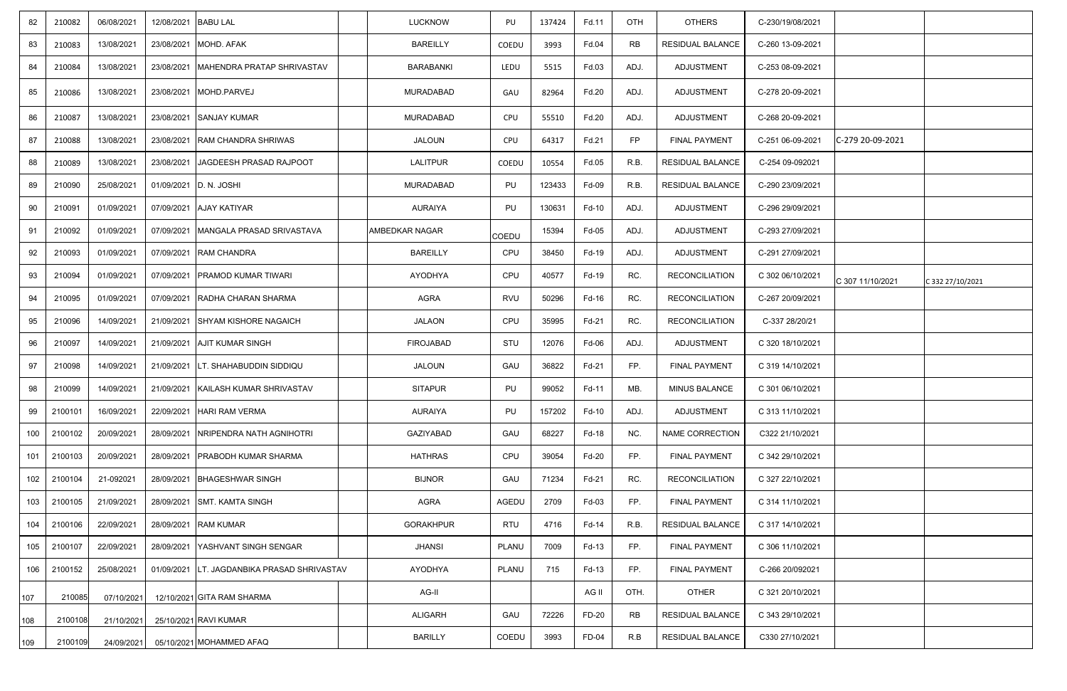| | | | | | | | | | | | | | | |
|---|---|---|---|---|---|---|---|---|---|---|---|---|---|---|
| 82 | 210082 | 06/08/2021 | 12/08/2021 | BABU LAL | | LUCKNOW | PU | 137424 | Fd.11 | OTH | OTHERS | C-230/19/08/2021 | | |
| 83 | 210083 | 13/08/2021 | 23/08/2021 | MOHD. AFAK | | BAREILLY | COEDU | 3993 | Fd.04 | RB | RESIDUAL BALANCE | C-260 13-09-2021 | | |
| 84 | 210084 | 13/08/2021 | 23/08/2021 | MAHENDRA PRATAP SHRIVASTAV | | BARABANKI | LEDU | 5515 | Fd.03 | ADJ. | ADJUSTMENT | C-253 08-09-2021 | | |
| 85 | 210086 | 13/08/2021 | 23/08/2021 | MOHD.PARVEJ | | MURADABAD | GAU | 82964 | Fd.20 | ADJ. | ADJUSTMENT | C-278 20-09-2021 | | |
| 86 | 210087 | 13/08/2021 | 23/08/2021 | SANJAY KUMAR | | MURADABAD | CPU | 55510 | Fd.20 | ADJ. | ADJUSTMENT | C-268 20-09-2021 | | |
| 87 | 210088 | 13/08/2021 | 23/08/2021 | RAM CHANDRA SHRIWAS | | JALOUN | CPU | 64317 | Fd.21 | FP | FINAL PAYMENT | C-251 06-09-2021 | C-279 20-09-2021 | |
| 88 | 210089 | 13/08/2021 | 23/08/2021 | JAGDEESH PRASAD RAJPOOT | | LALITPUR | COEDU | 10554 | Fd.05 | R.B. | RESIDUAL BALANCE | C-254 09-092021 | | |
| 89 | 210090 | 25/08/2021 | 01/09/2021 | D. N. JOSHI | | MURADABAD | PU | 123433 | Fd-09 | R.B. | RESIDUAL BALANCE | C-290 23/09/2021 | | |
| 90 | 210091 | 01/09/2021 | 07/09/2021 | AJAY KATIYAR | | AURAIYA | PU | 130631 | Fd-10 | ADJ. | ADJUSTMENT | C-296 29/09/2021 | | |
| 91 | 210092 | 01/09/2021 | 07/09/2021 | MANGALA PRASAD SRIVASTAVA | | AMBEDKAR NAGAR | COEDU | 15394 | Fd-05 | ADJ. | ADJUSTMENT | C-293 27/09/2021 | | |
| 92 | 210093 | 01/09/2021 | 07/09/2021 | RAM CHANDRA | | BAREILLY | CPU | 38450 | Fd-19 | ADJ. | ADJUSTMENT | C-291 27/09/2021 | | |
| 93 | 210094 | 01/09/2021 | 07/09/2021 | PRAMOD KUMAR TIWARI | | AYODHYA | CPU | 40577 | Fd-19 | RC. | RECONCILIATION | C 302 06/10/2021 | C 307 11/10/2021 | C 332 27/10/2021 |
| 94 | 210095 | 01/09/2021 | 07/09/2021 | RADHA CHARAN SHARMA | | AGRA | RVU | 50296 | Fd-16 | RC. | RECONCILIATION | C-267 20/09/2021 | | |
| 95 | 210096 | 14/09/2021 | 21/09/2021 | SHYAM KISHORE NAGAICH | | JALAON | CPU | 35995 | Fd-21 | RC. | RECONCILIATION | C-337 28/20/21 | | |
| 96 | 210097 | 14/09/2021 | 21/09/2021 | AJIT KUMAR SINGH | | FIROJABAD | STU | 12076 | Fd-06 | ADJ. | ADJUSTMENT | C 320 18/10/2021 | | |
| 97 | 210098 | 14/09/2021 | 21/09/2021 | LT. SHAHABUDDIN SIDDIQU | | JALOUN | GAU | 36822 | Fd-21 | FP. | FINAL PAYMENT | C 319 14/10/2021 | | |
| 98 | 210099 | 14/09/2021 | 21/09/2021 | KAILASH KUMAR SHRIVASTAV | | SITAPUR | PU | 99052 | Fd-11 | MB. | MINUS BALANCE | C 301 06/10/2021 | | |
| 99 | 2100101 | 16/09/2021 | 22/09/2021 | HARI RAM VERMA | | AURAIYA | PU | 157202 | Fd-10 | ADJ. | ADJUSTMENT | C 313 11/10/2021 | | |
| 100 | 2100102 | 20/09/2021 | 28/09/2021 | NRIPENDRA NATH AGNIHOTRI | | GAZIYABAD | GAU | 68227 | Fd-18 | NC. | NAME CORRECTION | C322 21/10/2021 | | |
| 101 | 2100103 | 20/09/2021 | 28/09/2021 | PRABODH KUMAR SHARMA | | HATHRAS | CPU | 39054 | Fd-20 | FP. | FINAL PAYMENT | C 342 29/10/2021 | | |
| 102 | 2100104 | 21-092021 | 28/09/2021 | BHAGESHWAR SINGH | | BIJNOR | GAU | 71234 | Fd-21 | RC. | RECONCILIATION | C 327 22/10/2021 | | |
| 103 | 2100105 | 21/09/2021 | 28/09/2021 | SMT. KAMTA SINGH | | AGRA | AGEDU | 2709 | Fd-03 | FP. | FINAL PAYMENT | C 314 11/10/2021 | | |
| 104 | 2100106 | 22/09/2021 | 28/09/2021 | RAM KUMAR | | GORAKHPUR | RTU | 4716 | Fd-14 | R.B. | RESIDUAL BALANCE | C 317 14/10/2021 | | |
| 105 | 2100107 | 22/09/2021 | 28/09/2021 | YASHVANT SINGH SENGAR | | JHANSI | PLANU | 7009 | Fd-13 | FP. | FINAL PAYMENT | C 306 11/10/2021 | | |
| 106 | 2100152 | 25/08/2021 | 01/09/2021 | LT. JAGDANBIKA PRASAD SHRIVASTAV | | AYODHYA | PLANU | 715 | Fd-13 | FP. | FINAL PAYMENT | C-266 20/092021 | | |
| 107 | 210085 | 07/10/2021 | 12/10/2021 | GITA RAM SHARMA | | AG-II | | | AG II | OTH. | OTHER | C 321 20/10/2021 | | |
| 108 | 2100108 | 21/10/2021 | 25/10/2021 | RAVI KUMAR | | ALIGARH | GAU | 72226 | FD-20 | RB | RESIDUAL BALANCE | C 343 29/10/2021 | | |
| 109 | 2100109 | 24/09/2021 | 05/10/2021 | MOHAMMED AFAQ | | BARILLY | COEDU | 3993 | FD-04 | R.B | RESIDUAL BALANCE | C330 27/10/2021 | | |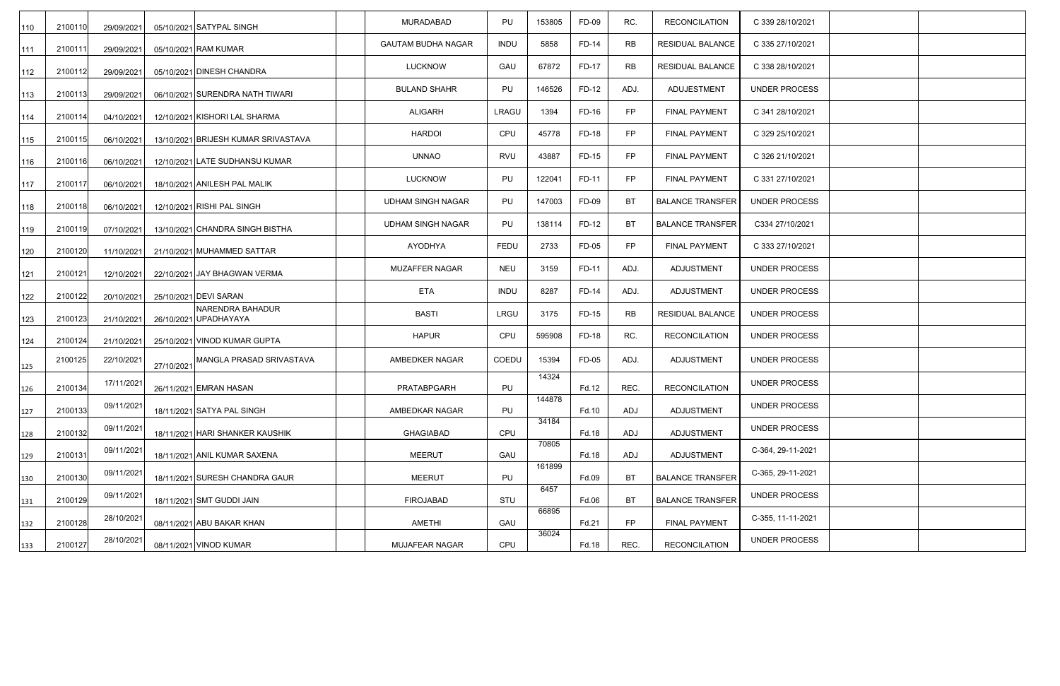| | | | | | | | | | | | | | | | |
|---|---|---|---|---|---|---|---|---|---|---|---|---|---|---|---|
| 110 | 2100110 | 29/09/2021 | 05/10/2021 | SATYPAL SINGH | | MURADABAD | PU | 153805 | FD-09 | RC. | RECONCILATION | C 339 28/10/2021 | | |
| 111 | 2100111 | 29/09/2021 | 05/10/2021 | RAM KUMAR | | GAUTAM BUDHA NAGAR | INDU | 5858 | FD-14 | RB | RESIDUAL BALANCE | C 335 27/10/2021 | | |
| 112 | 2100112 | 29/09/2021 | 05/10/2021 | DINESH CHANDRA | | LUCKNOW | GAU | 67872 | FD-17 | RB | RESIDUAL BALANCE | C 338 28/10/2021 | | |
| 113 | 2100113 | 29/09/2021 | 06/10/2021 | SURENDRA NATH TIWARI | | BULAND SHAHR | PU | 146526 | FD-12 | ADJ. | ADUJESTMENT | UNDER PROCESS | | |
| 114 | 2100114 | 04/10/2021 | 12/10/2021 | KISHORI LAL SHARMA | | ALIGARH | LRAGU | 1394 | FD-16 | FP | FINAL PAYMENT | C 341 28/10/2021 | | |
| 115 | 2100115 | 06/10/2021 | 13/10/2021 | BRIJESH KUMAR SRIVASTAVA | | HARDOI | CPU | 45778 | FD-18 | FP | FINAL PAYMENT | C 329 25/10/2021 | | |
| 116 | 2100116 | 06/10/2021 | 12/10/2021 | LATE SUDHANSU KUMAR | | UNNAO | RVU | 43887 | FD-15 | FP | FINAL PAYMENT | C 326 21/10/2021 | | |
| 117 | 2100117 | 06/10/2021 | 18/10/2021 | ANILESH PAL MALIK | | LUCKNOW | PU | 122041 | FD-11 | FP | FINAL PAYMENT | C 331 27/10/2021 | | |
| 118 | 2100118 | 06/10/2021 | 12/10/2021 | RISHI PAL SINGH | | UDHAM SINGH NAGAR | PU | 147003 | FD-09 | BT | BALANCE TRANSFER | UNDER PROCESS | | |
| 119 | 2100119 | 07/10/2021 | 13/10/2021 | CHANDRA SINGH BISTHA | | UDHAM SINGH NAGAR | PU | 138114 | FD-12 | BT | BALANCE TRANSFER | C334 27/10/2021 | | |
| 120 | 2100120 | 11/10/2021 | 21/10/2021 | MUHAMMED SATTAR | | AYODHYA | FEDU | 2733 | FD-05 | FP | FINAL PAYMENT | C 333 27/10/2021 | | |
| 121 | 2100121 | 12/10/2021 | 22/10/2021 | JAY BHAGWAN VERMA | | MUZAFFER NAGAR | NEU | 3159 | FD-11 | ADJ. | ADJUSTMENT | UNDER PROCESS | | |
| 122 | 2100122 | 20/10/2021 | 25/10/2021 | DEVI SARAN | | ETA | INDU | 8287 | FD-14 | ADJ. | ADJUSTMENT | UNDER PROCESS | | |
| 123 | 2100123 | 21/10/2021 | 26/10/2021 | NARENDRA BAHADUR UPADHAYAYA | | BASTI | LRGU | 3175 | FD-15 | RB | RESIDUAL BALANCE | UNDER PROCESS | | |
| 124 | 2100124 | 21/10/2021 | 25/10/2021 | VINOD KUMAR GUPTA | | HAPUR | CPU | 595908 | FD-18 | RC. | RECONCILATION | UNDER PROCESS | | |
| 125 | 2100125 | 22/10/2021 | 27/10/2021 | MANGLA PRASAD SRIVASTAVA | | AMBEDKER NAGAR | COEDU | 15394 | FD-05 | ADJ. | ADJUSTMENT | UNDER PROCESS | | |
| 126 | 2100134 | 17/11/2021 | 26/11/2021 | EMRAN HASAN | | PRATABPGARH | PU | 14324 | Fd.12 | REC. | RECONCILATION | UNDER PROCESS | | |
| 127 | 2100133 | 09/11/2021 | 18/11/2021 | SATYA PAL SINGH | | AMBEDKAR NAGAR | PU | 144878 | Fd.10 | ADJ | ADJUSTMENT | UNDER PROCESS | | |
| 128 | 2100132 | 09/11/2021 | 18/11/2021 | HARI SHANKER KAUSHIK | | GHAGIABAD | CPU | 34184 | Fd.18 | ADJ | ADJUSTMENT | UNDER PROCESS | | |
| 129 | 2100131 | 09/11/2021 | 18/11/2021 | ANIL KUMAR SAXENA | | MEERUT | GAU | 70805 | Fd.18 | ADJ | ADJUSTMENT | C-364, 29-11-2021 | | |
| 130 | 2100130 | 09/11/2021 | 18/11/2021 | SURESH CHANDRA GAUR | | MEERUT | PU | 161899 | Fd.09 | BT | BALANCE TRANSFER | C-365, 29-11-2021 | | |
| 131 | 2100129 | 09/11/2021 | 18/11/2021 | SMT GUDDI JAIN | | FIROJABAD | STU | 6457 | Fd.06 | BT | BALANCE TRANSFER | UNDER PROCESS | | |
| 132 | 2100128 | 28/10/2021 | 08/11/2021 | ABU BAKAR KHAN | | AMETHI | GAU | 66895 | Fd.21 | FP | FINAL PAYMENT | C-355, 11-11-2021 | | |
| 133 | 2100127 | 28/10/2021 | 08/11/2021 | VINOD KUMAR | | MUJAFEAR NAGAR | CPU | 36024 | Fd.18 | REC. | RECONCILATION | UNDER PROCESS | | |